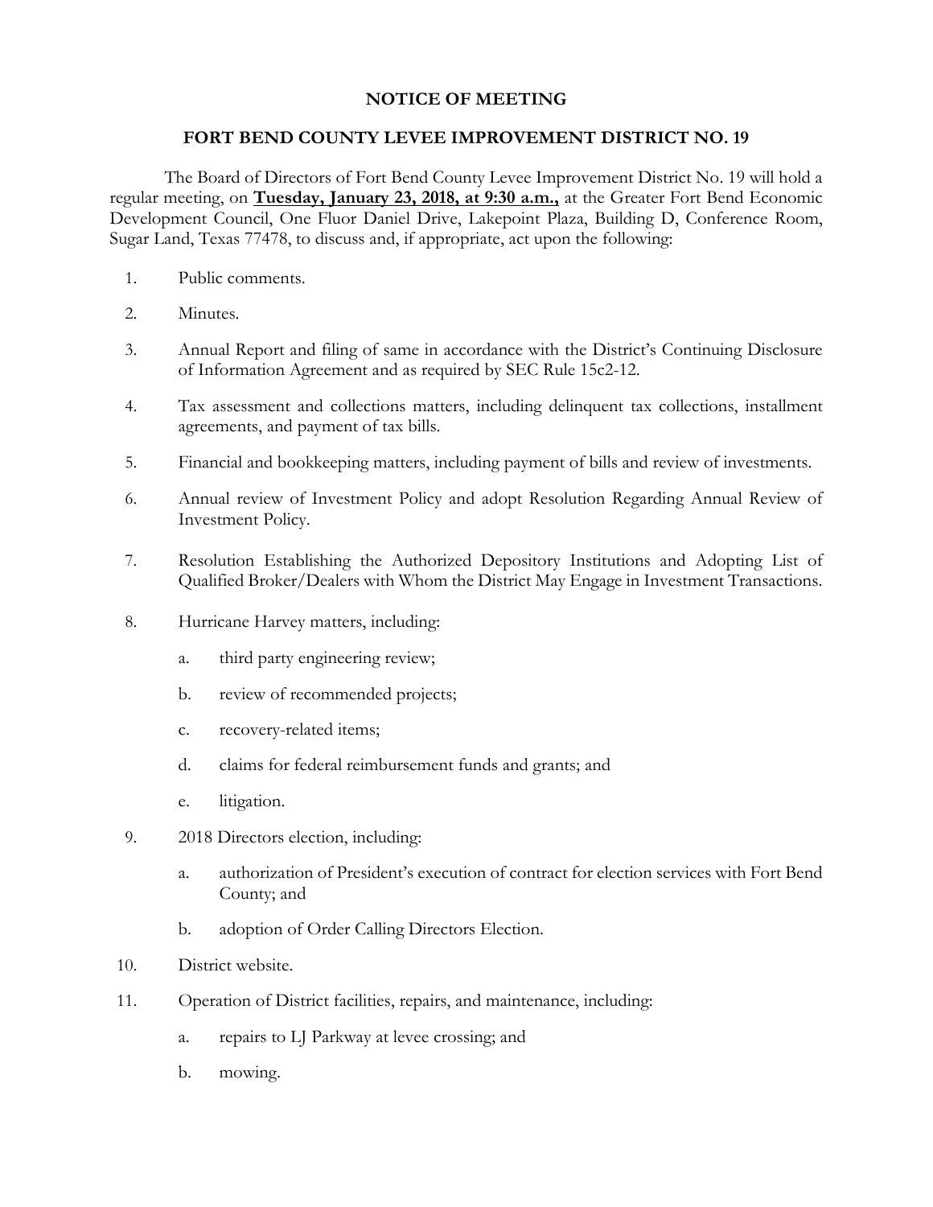# NOTICE OF MEETING

## FORT BEND COUNTY LEVEE IMPROVEMENT DISTRICT NO. 19

The Board of Directors of Fort Bend County Levee Improvement District No. 19 will hold a regular meeting, on **Tuesday, January 23, 2018, at 9:30 a.m.,** at the Greater Fort Bend Economic Development Council, One Fluor Daniel Drive, Lakepoint Plaza, Building D, Conference Room, Sugar Land, Texas 77478, to discuss and, if appropriate, act upon the following:

1. Public comments.
2. Minutes.
3. Annual Report and filing of same in accordance with the District's Continuing Disclosure of Information Agreement and as required by SEC Rule 15c2-12.
4. Tax assessment and collections matters, including delinquent tax collections, installment agreements, and payment of tax bills.
5. Financial and bookkeeping matters, including payment of bills and review of investments.
6. Annual review of Investment Policy and adopt Resolution Regarding Annual Review of Investment Policy.
7. Resolution Establishing the Authorized Depository Institutions and Adopting List of Qualified Broker/Dealers with Whom the District May Engage in Investment Transactions.
8. Hurricane Harvey matters, including:
   a. third party engineering review;
   b. review of recommended projects;
   c. recovery-related items;
   d. claims for federal reimbursement funds and grants; and
   e. litigation.
9. 2018 Directors election, including:
   a. authorization of President's execution of contract for election services with Fort Bend County; and
   b. adoption of Order Calling Directors Election.
10. District website.
11. Operation of District facilities, repairs, and maintenance, including:
    a. repairs to LJ Parkway at levee crossing; and
    b. mowing.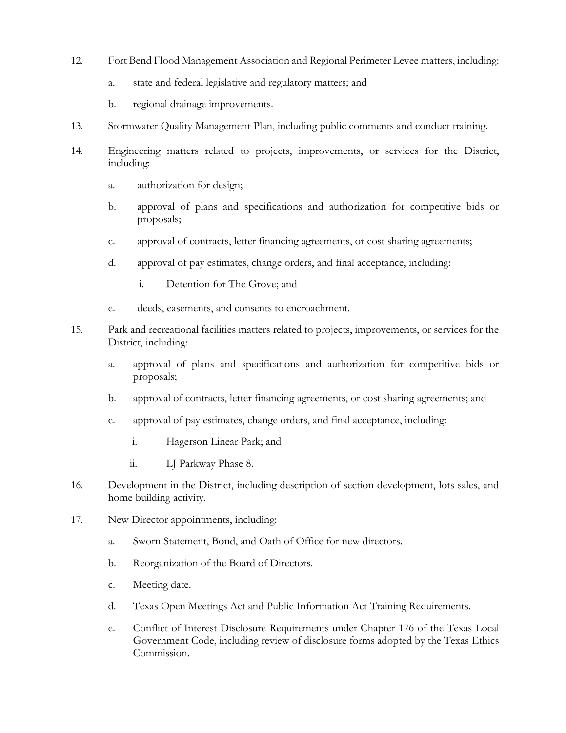12. Fort Bend Flood Management Association and Regional Perimeter Levee matters, including:

    a. state and federal legislative and regulatory matters; and

    b. regional drainage improvements.

13. Stormwater Quality Management Plan, including public comments and conduct training.

14. Engineering matters related to projects, improvements, or services for the District, including:

    a. authorization for design;

    b. approval of plans and specifications and authorization for competitive bids or proposals;

    c. approval of contracts, letter financing agreements, or cost sharing agreements;

    d. approval of pay estimates, change orders, and final acceptance, including:

        i. Detention for The Grove; and

    e. deeds, easements, and consents to encroachment.

15. Park and recreational facilities matters related to projects, improvements, or services for the District, including:

    a. approval of plans and specifications and authorization for competitive bids or proposals;

    b. approval of contracts, letter financing agreements, or cost sharing agreements; and

    c. approval of pay estimates, change orders, and final acceptance, including:

        i. Hagerson Linear Park; and

        ii. LJ Parkway Phase 8.

16. Development in the District, including description of section development, lots sales, and home building activity.

17. New Director appointments, including:

    a. Sworn Statement, Bond, and Oath of Office for new directors.

    b. Reorganization of the Board of Directors.

    c. Meeting date.

    d. Texas Open Meetings Act and Public Information Act Training Requirements.

    e. Conflict of Interest Disclosure Requirements under Chapter 176 of the Texas Local Government Code, including review of disclosure forms adopted by the Texas Ethics Commission.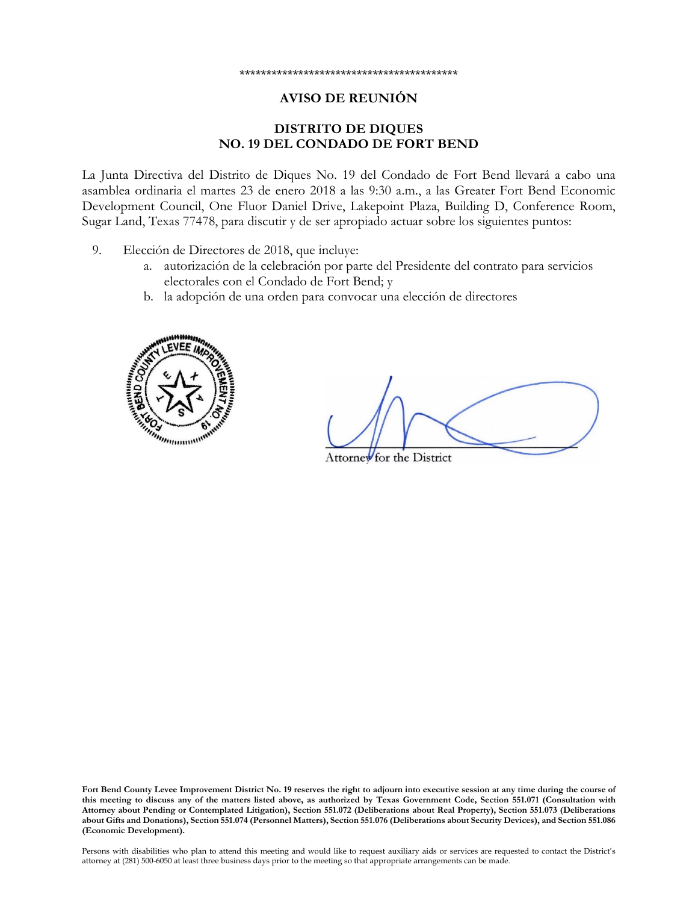******************************************

## AVISO DE REUNIÓN

## DISTRITO DE DIQUES NO. 19 DEL CONDADO DE FORT BEND

La Junta Directiva del Distrito de Diques No. 19 del Condado de Fort Bend llevará a cabo una asamblea ordinaria el martes 23 de enero 2018 a las 9:30 a.m., a las Greater Fort Bend Economic Development Council, One Fluor Daniel Drive, Lakepoint Plaza, Building D, Conference Room, Sugar Land, Texas 77478, para discutir y de ser apropiado actuar sobre los siguientes puntos:

9. Elección de Directores de 2018, que incluye:
    a. autorización de la celebración por parte del Presidente del contrato para servicios electorales con el Condado de Fort Bend; y
    b. la adopción de una orden para convocar una elección de directores

FORT BEND COUNTY LEVEE IMPROVEMENT NO. 19 — TEXAS

Attorney for the District

**Fort Bend County Levee Improvement District No. 19 reserves the right to adjourn into executive session at any time during the course of this meeting to discuss any of the matters listed above, as authorized by Texas Government Code, Section 551.071 (Consultation with Attorney about Pending or Contemplated Litigation), Section 551.072 (Deliberations about Real Property), Section 551.073 (Deliberations about Gifts and Donations), Section 551.074 (Personnel Matters), Section 551.076 (Deliberations about Security Devices), and Section 551.086 (Economic Development).**

Persons with disabilities who plan to attend this meeting and would like to request auxiliary aids or services are requested to contact the District's attorney at (281) 500-6050 at least three business days prior to the meeting so that appropriate arrangements can be made.